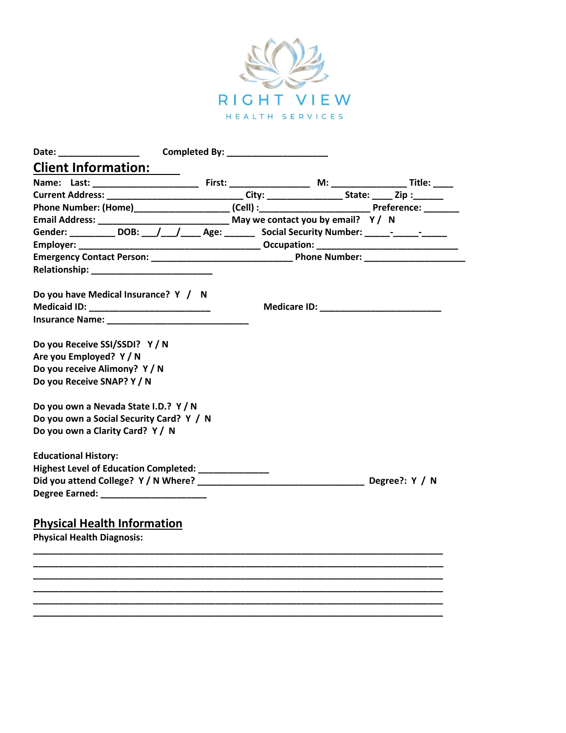RIGHT VIEW

HEALTH SERVICES

**Date:** _______________ **Completed By:** ___________________

## Client Information:

**Name: Last:** ____________________ **First:** _______________ **M:** ______________ **Title:** ____

**Current Address:** _________________________ **City:** ______________ **State:** ____ **Zip :**______

**Phone Number: (Home)**__________________ **(Cell) :**_____________________ **Preference:** _______

**Email Address:** _________________________ **May we contact you by email? Y / N**

**Gender:** ________ **DOB:** ___/___/____ **Age:** ______ **Social Security Number:** _____-_____-_____

**Employer:** __________________________________ **Occupation:** ___________________________

**Emergency Contact Person:** __________________________ **Phone Number:** ___________________

**Relationship:** _______________________

**Do you have Medical Insurance? Y / N**

**Medicaid ID:** _______________________ **Medicare ID:** _______________________

**Insurance Name:** ___________________________

**Do you Receive SSI/SSDI? Y / N**

**Are you Employed? Y / N**

**Do you receive Alimony? Y / N**

**Do you Receive SNAP? Y / N**

**Do you own a Nevada State I.D.? Y / N**

**Do you own a Social Security Card? Y / N**

**Do you own a Clarity Card? Y / N**

**Educational History:**

**Highest Level of Education Completed:** _____________

**Did you attend College? Y / N Where?** _______________________________ **Degree?: Y / N**

**Degree Earned:** ____________________

## Physical Health Information

**Physical Health Diagnosis:**

_____________________________________________________________________________

_____________________________________________________________________________

_____________________________________________________________________________

_____________________________________________________________________________

_____________________________________________________________________________

_____________________________________________________________________________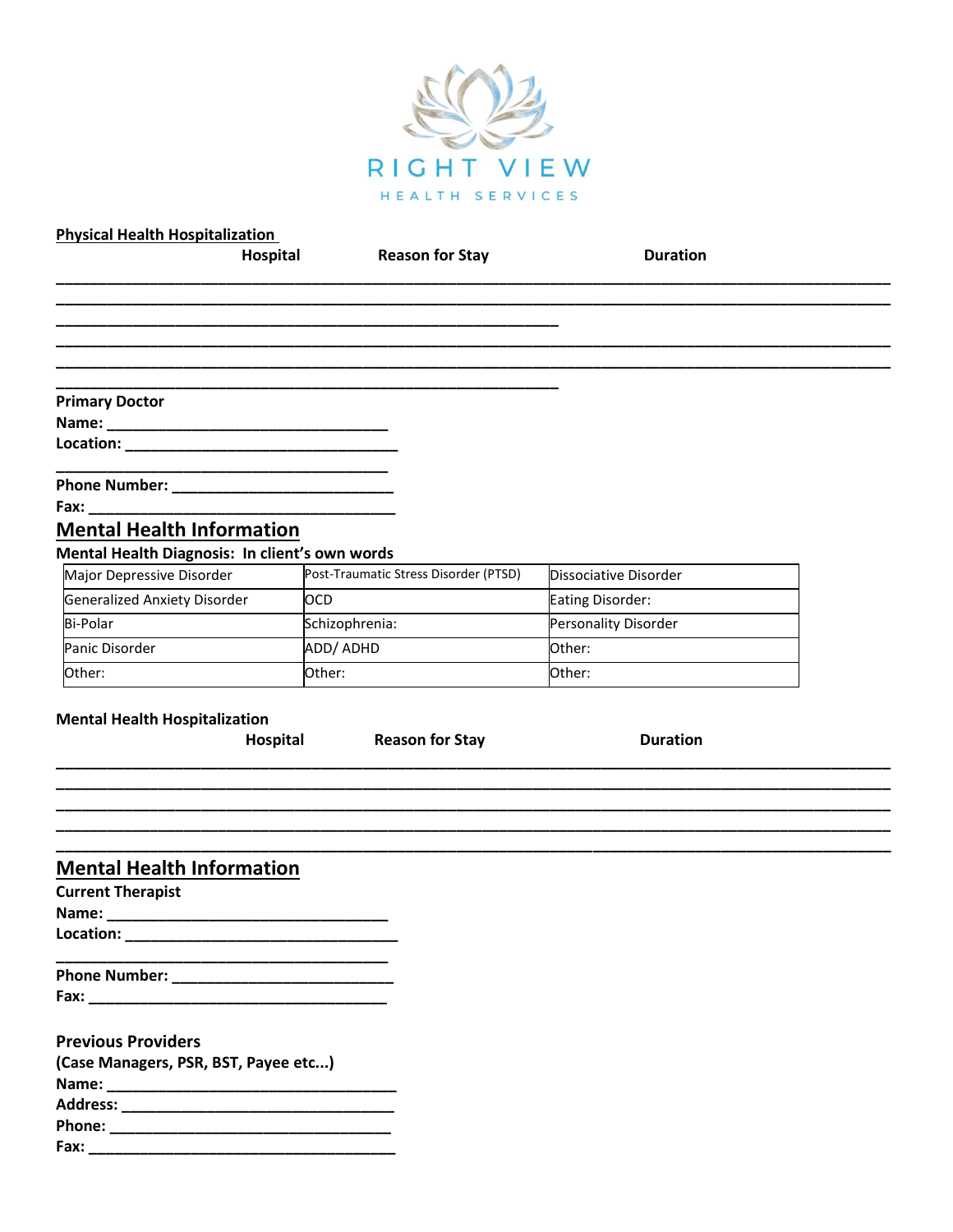RIGHT VIEW
HEALTH SERVICES

**Physical Health Hospitalization**

**Hospital** **Reason for Stay** **Duration**

______________________________________________________________________________
______________________________________________________________________________
______________________________________________
______________________________________________________________________________
______________________________________________________________________________
______________________________________________

**Primary Doctor**
**Name:** ______________________________
**Location:** ______________________________
____________________________________
**Phone Number:** ______________________
**Fax:** ________________________________

## Mental Health Information

**Mental Health Diagnosis: In client's own words**

| | | |
|---|---|---|
| Major Depressive Disorder | Post-Traumatic Stress Disorder (PTSD) | Dissociative Disorder |
| Generalized Anxiety Disorder | OCD | Eating Disorder: |
| Bi-Polar | Schizophrenia: | Personality Disorder |
| Panic Disorder | ADD/ ADHD | Other: |
| Other: | Other: | Other: |

**Mental Health Hospitalization**

**Hospital** **Reason for Stay** **Duration**

______________________________________________________________________________
______________________________________________________________________________
______________________________________________________________________________
______________________________________________________________________________
______________________________________________________________________________

## Mental Health Information

**Current Therapist**
**Name:** ______________________________
**Location:** ______________________________
____________________________________
**Phone Number:** ______________________
**Fax:** ________________________________

**Previous Providers**
**(Case Managers, PSR, BST, Payee etc...)**
**Name:** ______________________________
**Address:** ____________________________
**Phone:** ______________________________
**Fax:** ________________________________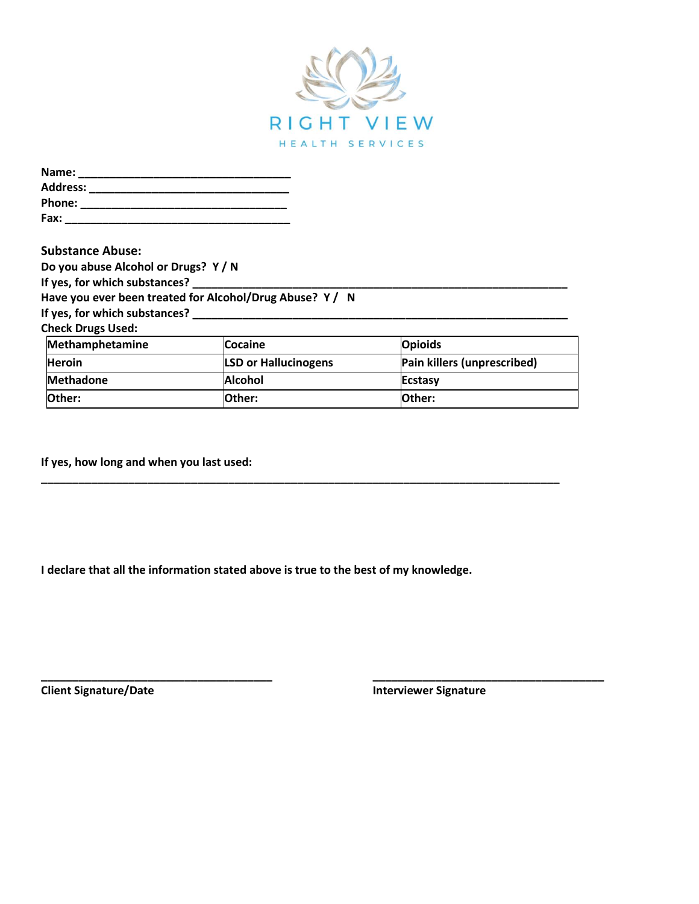RIGHT VIEW

HEALTH SERVICES

**Name:** ___________________________________

**Address:** _________________________________

**Phone:** __________________________________

**Fax:** _____________________________________

**Substance Abuse:**

**Do you abuse Alcohol or Drugs? Y / N**

**If yes, for which substances?** ________________________________________________________________

**Have you ever been treated for Alcohol/Drug Abuse? Y / N**

**If yes, for which substances?** ________________________________________________________________

**Check Drugs Used:**

| | | |
|---|---|---|
| **Methamphetamine** | **Cocaine** | **Opioids** |
| **Heroin** | **LSD or Hallucinogens** | **Pain killers (unprescribed)** |
| **Methadone** | **Alcohol** | **Ecstasy** |
| **Other:** | **Other:** | **Other:** |

**If yes, how long and when you last used:**

__________________________________________________________________________________________

**I declare that all the information stated above is true to the best of my knowledge.**

________________________________________ ________________________________________

**Client Signature/Date** **Interviewer Signature**